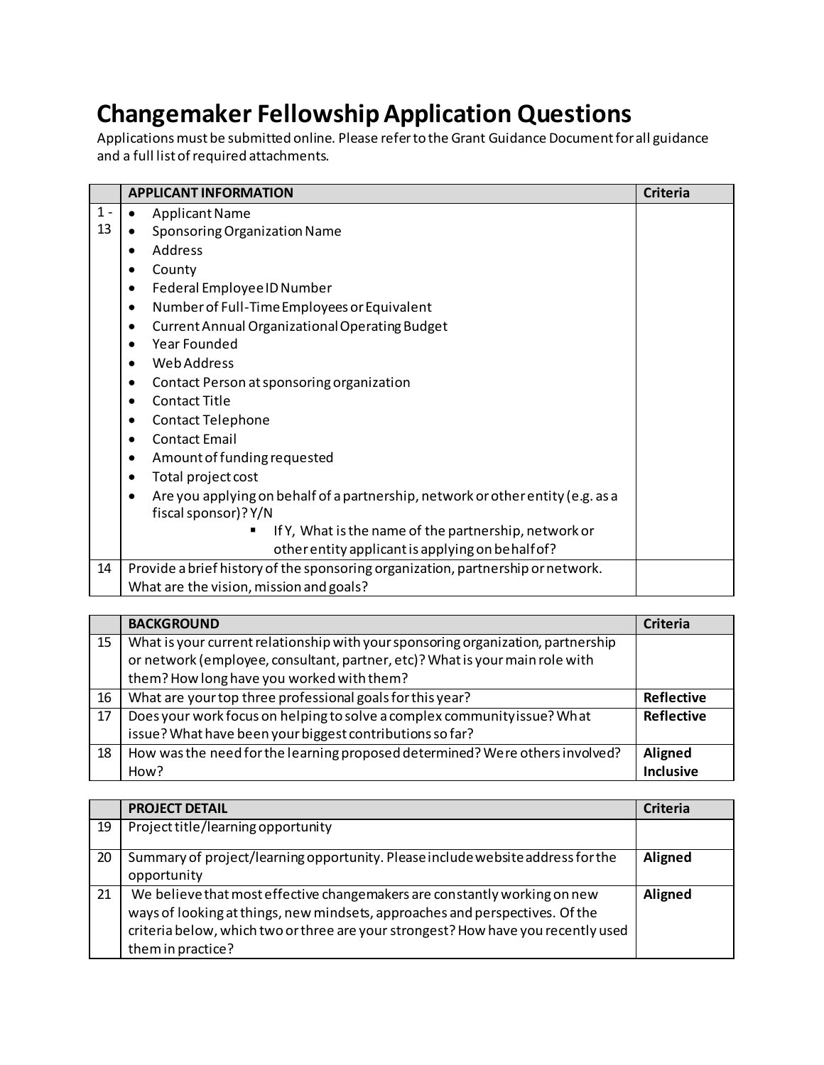# Changemaker Fellowship Application Questions

Applications must be submitted online. Please refer to the Grant Guidance Document for all guidance and a full list of required attachments.

| | APPLICANT INFORMATION | Criteria |
|---|---|---|
| 1 - 13 | • Applicant Name<br>• Sponsoring Organization Name<br>• Address<br>• County<br>• Federal Employee ID Number<br>• Number of Full-Time Employees or Equivalent<br>• Current Annual Organizational Operating Budget<br>• Year Founded<br>• Web Address<br>• Contact Person at sponsoring organization<br>• Contact Title<br>• Contact Telephone<br>• Contact Email<br>• Amount of funding requested<br>• Total project cost<br>• Are you applying on behalf of a partnership, network or other entity (e.g. as a fiscal sponsor)? Y/N<br>&nbsp;&nbsp;&nbsp;&nbsp;▪ If Y, What is the name of the partnership, network or other entity applicant is applying on behalf of? | |
| 14 | Provide a brief history of the sponsoring organization, partnership or network. What are the vision, mission and goals? | |

| | BACKGROUND | Criteria |
|---|---|---|
| 15 | What is your current relationship with your sponsoring organization, partnership or network (employee, consultant, partner, etc)? What is your main role with them? How long have you worked with them? | |
| 16 | What are your top three professional goals for this year? | **Reflective** |
| 17 | Does your work focus on helping to solve a complex community issue? What issue? What have been your biggest contributions so far? | **Reflective** |
| 18 | How was the need for the learning proposed determined? Were others involved? How? | **Aligned**<br>**Inclusive** |

| | PROJECT DETAIL | Criteria |
|---|---|---|
| 19 | Project title/learning opportunity | |
| 20 | Summary of project/learning opportunity. Please include website address for the opportunity | **Aligned** |
| 21 | We believe that most effective changemakers are constantly working on new ways of looking at things, new mindsets, approaches and perspectives. Of the criteria below, which two or three are your strongest? How have you recently used them in practice? | **Aligned** |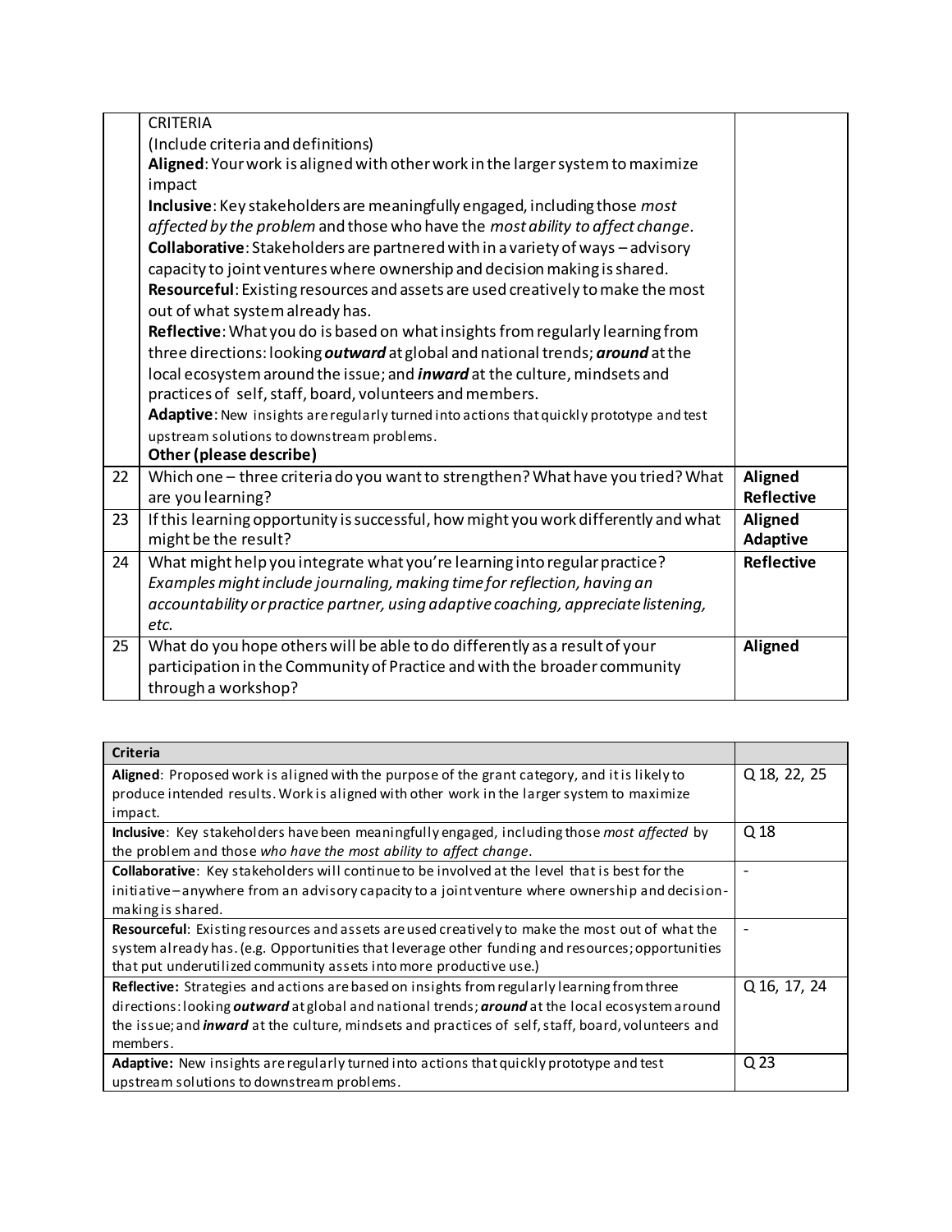| | | |
|---|---|---|
| | CRITERIA<br>(Include criteria and definitions)<br>**Aligned**: Your work is aligned with other work in the larger system to maximize impact<br>**Inclusive**: Key stakeholders are meaningfully engaged, including those *most affected by the problem* and those who have the *most ability to affect change*.<br>**Collaborative**: Stakeholders are partnered with in a variety of ways – advisory capacity to joint ventures where ownership and decision making is shared.<br>**Resourceful**: Existing resources and assets are used creatively to make the most out of what system already has.<br>**Reflective**: What you do is based on what insights from regularly learning from three directions: looking ***outward*** at global and national trends; ***around*** at the local ecosystem around the issue; and ***inward*** at the culture, mindsets and practices of self, staff, board, volunteers and members.<br>**Adaptive**: New insights are regularly turned into actions that quickly prototype and test upstream solutions to downstream problems.<br>**Other (please describe)** | |
| 22 | Which one – three criteria do you want to strengthen? What have you tried? What are you learning? | **Aligned**<br>**Reflective** |
| 23 | If this learning opportunity is successful, how might you work differently and what might be the result? | **Aligned**<br>**Adaptive** |
| 24 | What might help you integrate what you're learning into regular practice? *Examples might include journaling, making time for reflection, having an accountability or practice partner, using adaptive coaching, appreciate listening, etc.* | **Reflective** |
| 25 | What do you hope others will be able to do differently as a result of your participation in the Community of Practice and with the broader community through a workshop? | **Aligned** |

| Criteria | |
|---|---|
| **Aligned**: Proposed work is aligned with the purpose of the grant category, and it is likely to produce intended results. Work is aligned with other work in the larger system to maximize impact. | Q 18, 22, 25 |
| **Inclusive**: Key stakeholders have been meaningfully engaged, including those *most affected* by the problem and those *who have the most ability to affect change*. | Q 18 |
| **Collaborative**: Key stakeholders will continue to be involved at the level that is best for the initiative – anywhere from an advisory capacity to a joint venture where ownership and decision-making is shared. | - |
| **Resourceful**: Existing resources and assets are used creatively to make the most out of what the system already has. (e.g. Opportunities that leverage other funding and resources; opportunities that put underutilized community assets into more productive use.) | - |
| **Reflective:** Strategies and actions are based on insights from regularly learning from three directions: looking ***outward*** at global and national trends; ***around*** at the local ecosystem around the issue; and ***inward*** at the culture, mindsets and practices of self, staff, board, volunteers and members. | Q 16, 17, 24 |
| **Adaptive:** New insights are regularly turned into actions that quickly prototype and test upstream solutions to downstream problems. | Q 23 |